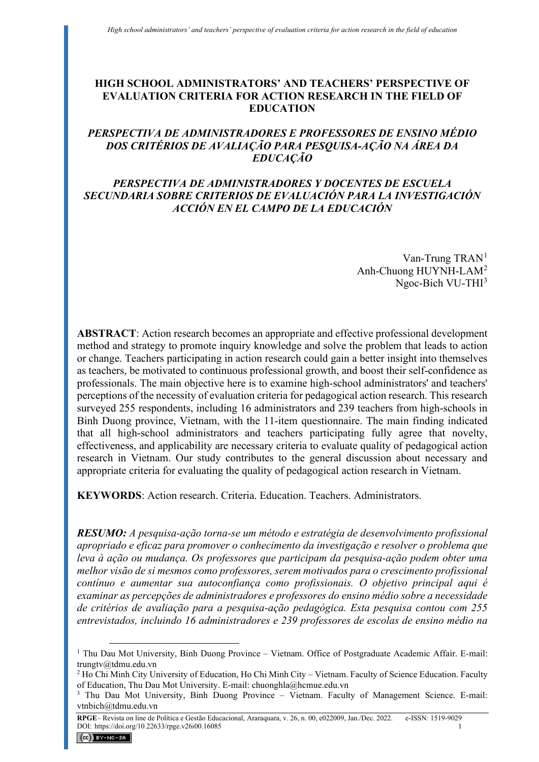# HIGH SCHOOL ADMINISTRATORS' AND TEACHERS' PERSPECTIVE OF EVALUATION CRITERIA FOR ACTION RESEARCH IN THE FIELD OF EDUCATION

## *PERSPECTIVA DE ADMINISTRADORES E PROFESSORES DE ENSINO MÉDIO DOS CRITÉRIOS DE AVALIAÇÃO PARA PESQUISA-AÇÃO NA ÁREA DA EDUCAÇÃO*

## *PERSPECTIVA DE ADMINISTRADORES Y DOCENTES DE ESCUELA SECUNDARIA SOBRE CRITERIOS DE EVALUACIÓN PARA LA INVESTIGACIÓN ACCIÓN EN EL CAMPO DE LA EDUCACIÓN*

Van-Trung TRAN[1]
Anh-Chuong HUYNH-LAM[2]
Ngoc-Bich VU-THI[3]

**ABSTRACT**: Action research becomes an appropriate and effective professional development method and strategy to promote inquiry knowledge and solve the problem that leads to action or change. Teachers participating in action research could gain a better insight into themselves as teachers, be motivated to continuous professional growth, and boost their self-confidence as professionals. The main objective here is to examine high-school administrators' and teachers' perceptions of the necessity of evaluation criteria for pedagogical action research. This research surveyed 255 respondents, including 16 administrators and 239 teachers from high-schools in Binh Duong province, Vietnam, with the 11-item questionnaire. The main finding indicated that all high-school administrators and teachers participating fully agree that novelty, effectiveness, and applicability are necessary criteria to evaluate quality of pedagogical action research in Vietnam. Our study contributes to the general discussion about necessary and appropriate criteria for evaluating the quality of pedagogical action research in Vietnam.

**KEYWORDS**: Action research. Criteria. Education. Teachers. Administrators.

***RESUMO:*** *A pesquisa-ação torna-se um método e estratégia de desenvolvimento profissional apropriado e eficaz para promover o conhecimento da investigação e resolver o problema que leva à ação ou mudança. Os professores que participam da pesquisa-ação podem obter uma melhor visão de si mesmos como professores, serem motivados para o crescimento profissional contínuo e aumentar sua autoconfiança como profissionais. O objetivo principal aqui é examinar as percepções de administradores e professores do ensino médio sobre a necessidade de critérios de avaliação para a pesquisa-ação pedagógica. Esta pesquisa contou com 255 entrevistados, incluindo 16 administradores e 239 professores de escolas de ensino médio na*

---

[1] Thu Dau Mot University, Binh Duong Province – Vietnam. Office of Postgraduate Academic Affair. E-mail: trungtv@tdmu.edu.vn

[2] Ho Chi Minh City University of Education, Ho Chi Minh City – Vietnam. Faculty of Science Education. Faculty of Education, Thu Dau Mot University. E-mail: chuonghla@hcmue.edu.vn

[3] Thu Dau Mot University, Binh Duong Province – Vietnam. Faculty of Management Science. E-mail: vtnbich@tdmu.edu.vn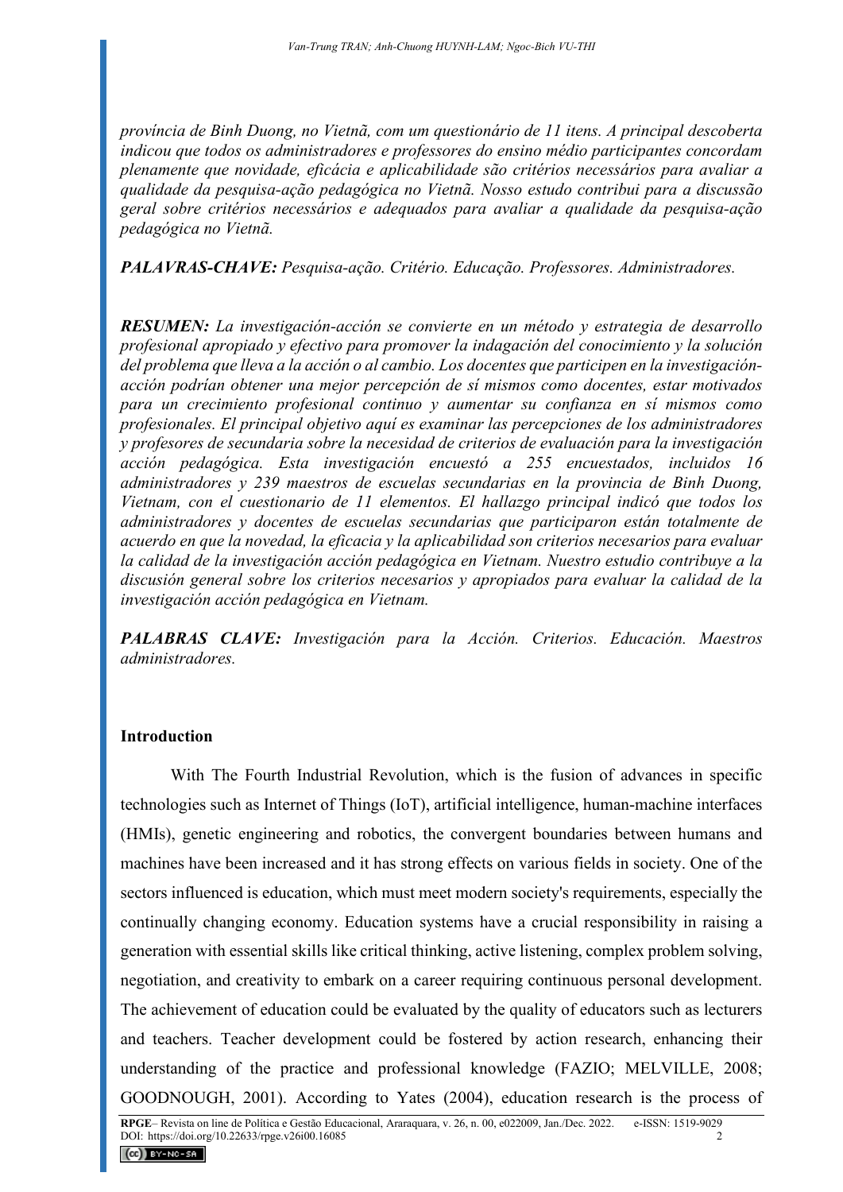*província de Binh Duong, no Vietnã, com um questionário de 11 itens. A principal descoberta indicou que todos os administradores e professores do ensino médio participantes concordam plenamente que novidade, eficácia e aplicabilidade são critérios necessários para avaliar a qualidade da pesquisa-ação pedagógica no Vietnã. Nosso estudo contribui para a discussão geral sobre critérios necessários e adequados para avaliar a qualidade da pesquisa-ação pedagógica no Vietnã.*

***PALAVRAS-CHAVE:*** *Pesquisa-ação. Critério. Educação. Professores. Administradores.*

***RESUMEN:*** *La investigación-acción se convierte en un método y estrategia de desarrollo profesional apropiado y efectivo para promover la indagación del conocimiento y la solución del problema que lleva a la acción o al cambio. Los docentes que participen en la investigación-acción podrían obtener una mejor percepción de sí mismos como docentes, estar motivados para un crecimiento profesional continuo y aumentar su confianza en sí mismos como profesionales. El principal objetivo aquí es examinar las percepciones de los administradores y profesores de secundaria sobre la necesidad de criterios de evaluación para la investigación acción pedagógica. Esta investigación encuestó a 255 encuestados, incluidos 16 administradores y 239 maestros de escuelas secundarias en la provincia de Binh Duong, Vietnam, con el cuestionario de 11 elementos. El hallazgo principal indicó que todos los administradores y docentes de escuelas secundarias que participaron están totalmente de acuerdo en que la novedad, la eficacia y la aplicabilidad son criterios necesarios para evaluar la calidad de la investigación acción pedagógica en Vietnam. Nuestro estudio contribuye a la discusión general sobre los criterios necesarios y apropiados para evaluar la calidad de la investigación acción pedagógica en Vietnam.*

***PALABRAS CLAVE:*** *Investigación para la Acción. Criterios. Educación. Maestros administradores.*

## Introduction

With The Fourth Industrial Revolution, which is the fusion of advances in specific technologies such as Internet of Things (IoT), artificial intelligence, human-machine interfaces (HMIs), genetic engineering and robotics, the convergent boundaries between humans and machines have been increased and it has strong effects on various fields in society. One of the sectors influenced is education, which must meet modern society's requirements, especially the continually changing economy. Education systems have a crucial responsibility in raising a generation with essential skills like critical thinking, active listening, complex problem solving, negotiation, and creativity to embark on a career requiring continuous personal development. The achievement of education could be evaluated by the quality of educators such as lecturers and teachers. Teacher development could be fostered by action research, enhancing their understanding of the practice and professional knowledge (FAZIO; MELVILLE, 2008; GOODNOUGH, 2001). According to Yates (2004), education research is the process of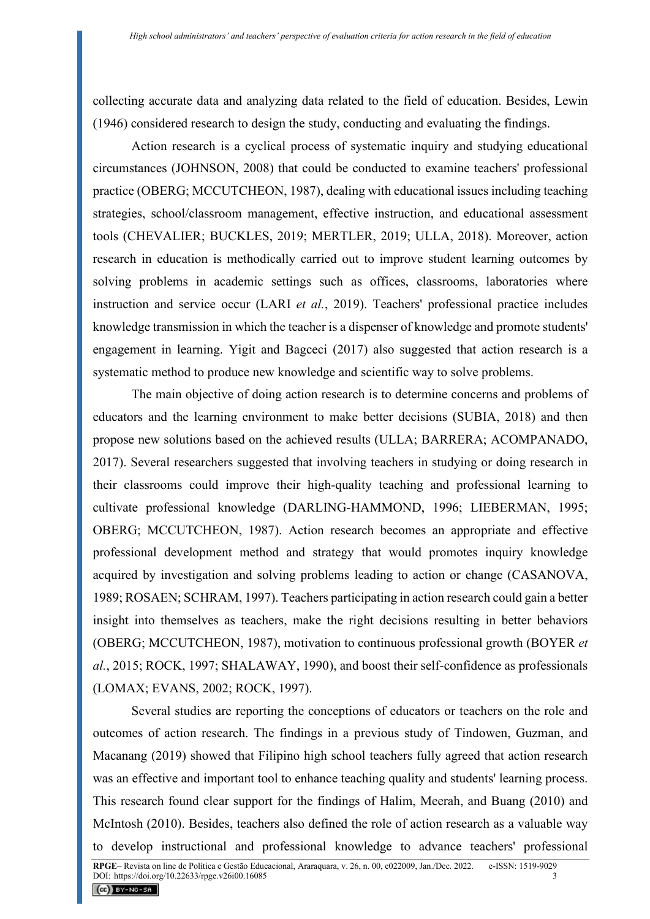collecting accurate data and analyzing data related to the field of education. Besides, Lewin (1946) considered research to design the study, conducting and evaluating the findings.

Action research is a cyclical process of systematic inquiry and studying educational circumstances (JOHNSON, 2008) that could be conducted to examine teachers' professional practice (OBERG; MCCUTCHEON, 1987), dealing with educational issues including teaching strategies, school/classroom management, effective instruction, and educational assessment tools (CHEVALIER; BUCKLES, 2019; MERTLER, 2019; ULLA, 2018). Moreover, action research in education is methodically carried out to improve student learning outcomes by solving problems in academic settings such as offices, classrooms, laboratories where instruction and service occur (LARI *et al.*, 2019). Teachers' professional practice includes knowledge transmission in which the teacher is a dispenser of knowledge and promote students' engagement in learning. Yigit and Bagceci (2017) also suggested that action research is a systematic method to produce new knowledge and scientific way to solve problems.

The main objective of doing action research is to determine concerns and problems of educators and the learning environment to make better decisions (SUBIA, 2018) and then propose new solutions based on the achieved results (ULLA; BARRERA; ACOMPANADO, 2017). Several researchers suggested that involving teachers in studying or doing research in their classrooms could improve their high-quality teaching and professional learning to cultivate professional knowledge (DARLING-HAMMOND, 1996; LIEBERMAN, 1995; OBERG; MCCUTCHEON, 1987). Action research becomes an appropriate and effective professional development method and strategy that would promotes inquiry knowledge acquired by investigation and solving problems leading to action or change (CASANOVA, 1989; ROSAEN; SCHRAM, 1997). Teachers participating in action research could gain a better insight into themselves as teachers, make the right decisions resulting in better behaviors (OBERG; MCCUTCHEON, 1987), motivation to continuous professional growth (BOYER *et al.*, 2015; ROCK, 1997; SHALAWAY, 1990), and boost their self-confidence as professionals (LOMAX; EVANS, 2002; ROCK, 1997).

Several studies are reporting the conceptions of educators or teachers on the role and outcomes of action research. The findings in a previous study of Tindowen, Guzman, and Macanang (2019) showed that Filipino high school teachers fully agreed that action research was an effective and important tool to enhance teaching quality and students' learning process. This research found clear support for the findings of Halim, Meerah, and Buang (2010) and McIntosh (2010). Besides, teachers also defined the role of action research as a valuable way to develop instructional and professional knowledge to advance teachers' professional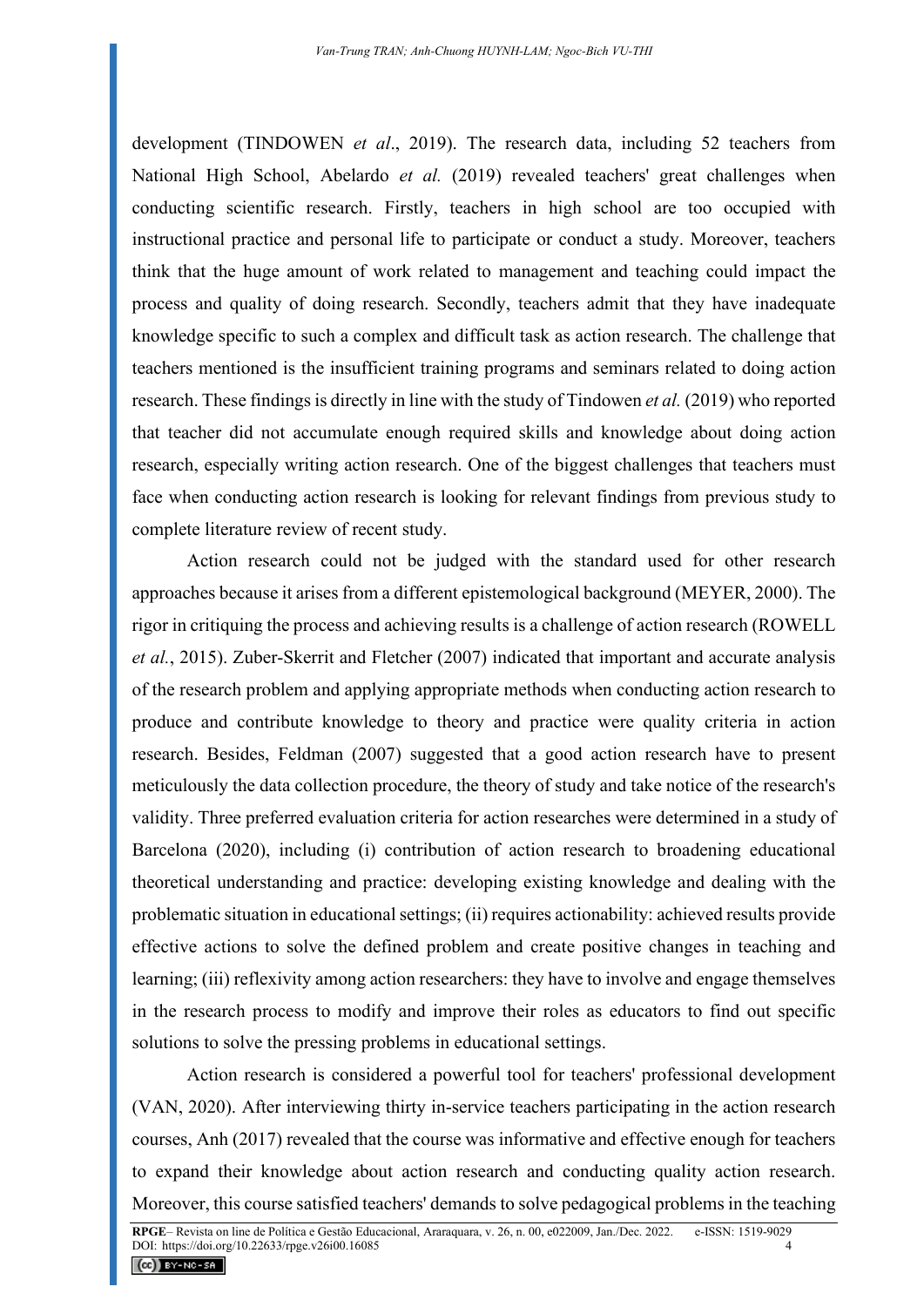development (TINDOWEN *et al*., 2019). The research data, including 52 teachers from National High School, Abelardo *et al.* (2019) revealed teachers' great challenges when conducting scientific research. Firstly, teachers in high school are too occupied with instructional practice and personal life to participate or conduct a study. Moreover, teachers think that the huge amount of work related to management and teaching could impact the process and quality of doing research. Secondly, teachers admit that they have inadequate knowledge specific to such a complex and difficult task as action research. The challenge that teachers mentioned is the insufficient training programs and seminars related to doing action research. These findings is directly in line with the study of Tindowen *et al.* (2019) who reported that teacher did not accumulate enough required skills and knowledge about doing action research, especially writing action research. One of the biggest challenges that teachers must face when conducting action research is looking for relevant findings from previous study to complete literature review of recent study.

Action research could not be judged with the standard used for other research approaches because it arises from a different epistemological background (MEYER, 2000). The rigor in critiquing the process and achieving results is a challenge of action research (ROWELL *et al.*, 2015). Zuber-Skerrit and Fletcher (2007) indicated that important and accurate analysis of the research problem and applying appropriate methods when conducting action research to produce and contribute knowledge to theory and practice were quality criteria in action research. Besides, Feldman (2007) suggested that a good action research have to present meticulously the data collection procedure, the theory of study and take notice of the research's validity. Three preferred evaluation criteria for action researches were determined in a study of Barcelona (2020), including (i) contribution of action research to broadening educational theoretical understanding and practice: developing existing knowledge and dealing with the problematic situation in educational settings; (ii) requires actionability: achieved results provide effective actions to solve the defined problem and create positive changes in teaching and learning; (iii) reflexivity among action researchers: they have to involve and engage themselves in the research process to modify and improve their roles as educators to find out specific solutions to solve the pressing problems in educational settings.

Action research is considered a powerful tool for teachers' professional development (VAN, 2020). After interviewing thirty in-service teachers participating in the action research courses, Anh (2017) revealed that the course was informative and effective enough for teachers to expand their knowledge about action research and conducting quality action research. Moreover, this course satisfied teachers' demands to solve pedagogical problems in the teaching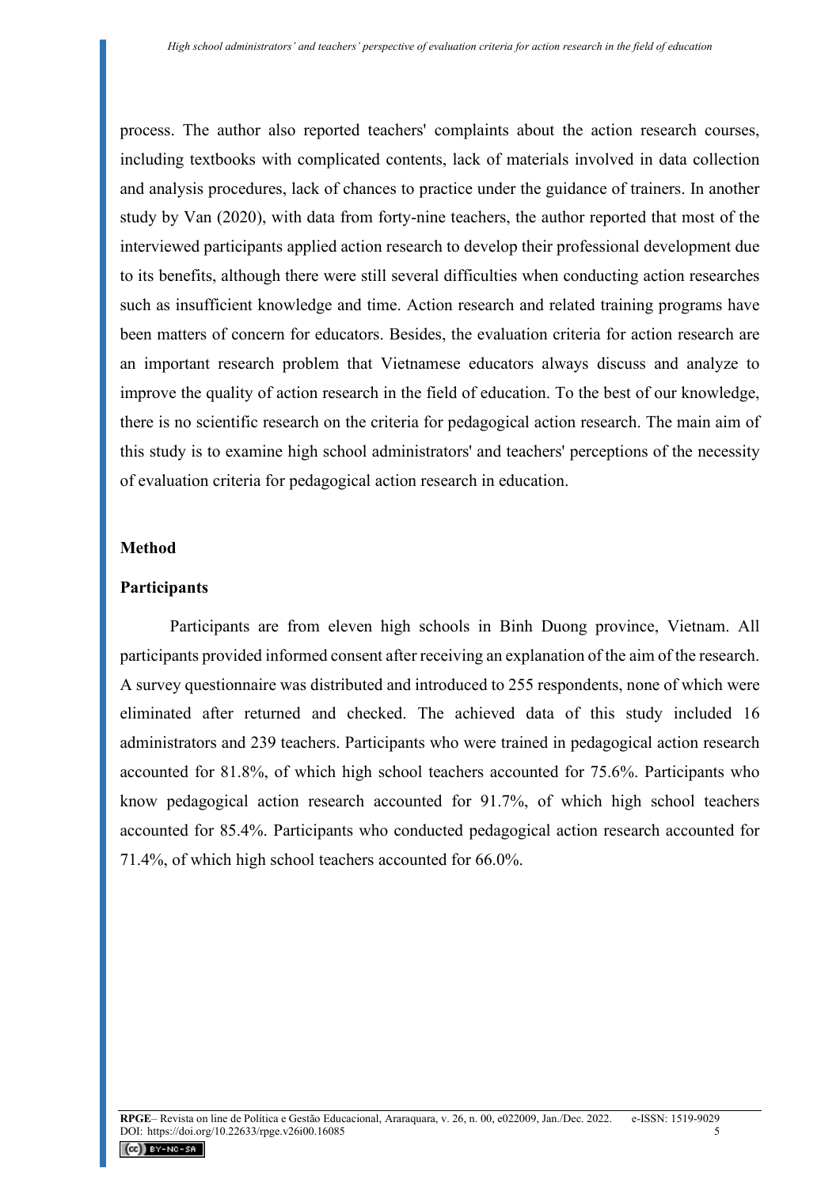process. The author also reported teachers' complaints about the action research courses, including textbooks with complicated contents, lack of materials involved in data collection and analysis procedures, lack of chances to practice under the guidance of trainers. In another study by Van (2020), with data from forty-nine teachers, the author reported that most of the interviewed participants applied action research to develop their professional development due to its benefits, although there were still several difficulties when conducting action researches such as insufficient knowledge and time. Action research and related training programs have been matters of concern for educators. Besides, the evaluation criteria for action research are an important research problem that Vietnamese educators always discuss and analyze to improve the quality of action research in the field of education. To the best of our knowledge, there is no scientific research on the criteria for pedagogical action research. The main aim of this study is to examine high school administrators' and teachers' perceptions of the necessity of evaluation criteria for pedagogical action research in education.

## Method

### Participants

Participants are from eleven high schools in Binh Duong province, Vietnam. All participants provided informed consent after receiving an explanation of the aim of the research. A survey questionnaire was distributed and introduced to 255 respondents, none of which were eliminated after returned and checked. The achieved data of this study included 16 administrators and 239 teachers. Participants who were trained in pedagogical action research accounted for 81.8%, of which high school teachers accounted for 75.6%. Participants who know pedagogical action research accounted for 91.7%, of which high school teachers accounted for 85.4%. Participants who conducted pedagogical action research accounted for 71.4%, of which high school teachers accounted for 66.0%.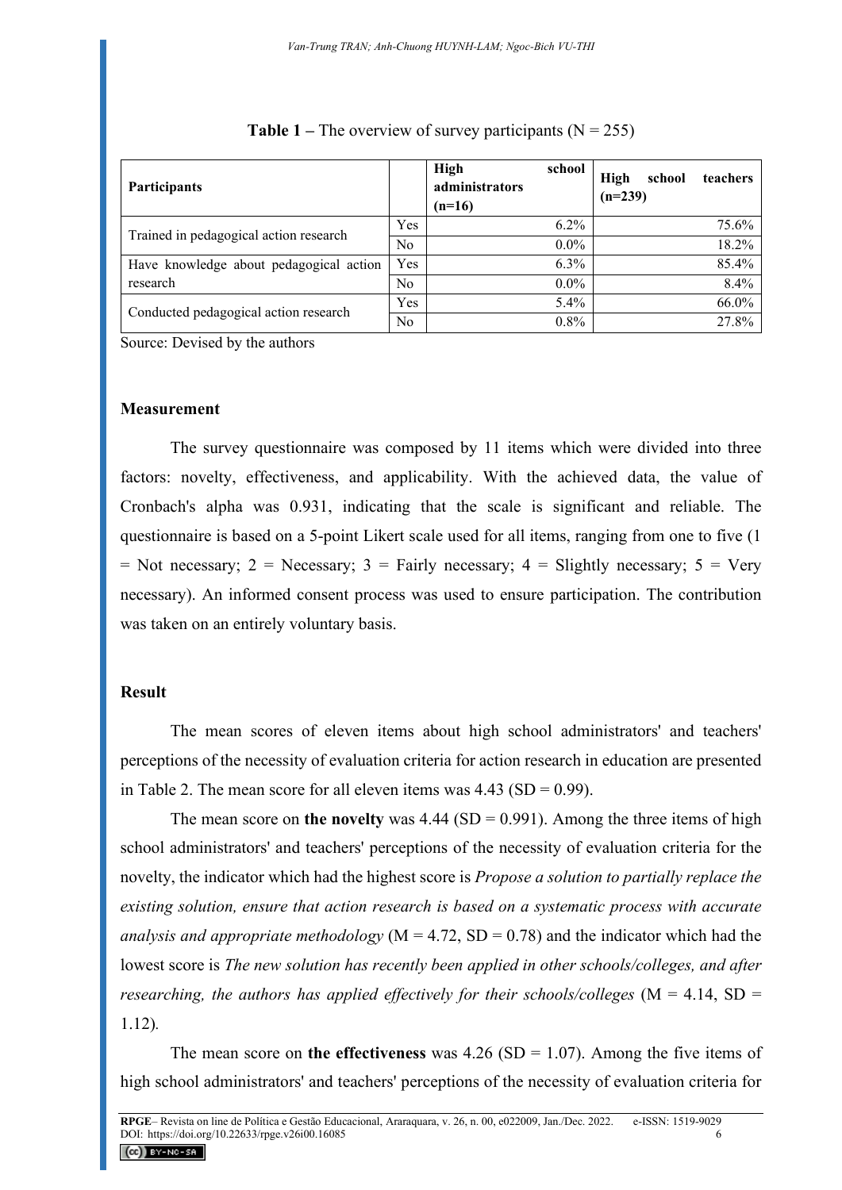**Table 1 –** The overview of survey participants (N = 255)

| Participants | | High school administrators (n=16) | High school teachers (n=239) |
|---|---|---|---|
| Trained in pedagogical action research | Yes | 6.2% | 75.6% |
| | No | 0.0% | 18.2% |
| Have knowledge about pedagogical action research | Yes | 6.3% | 85.4% |
| | No | 0.0% | 8.4% |
| Conducted pedagogical action research | Yes | 5.4% | 66.0% |
| | No | 0.8% | 27.8% |

Source: Devised by the authors

## Measurement

The survey questionnaire was composed by 11 items which were divided into three factors: novelty, effectiveness, and applicability. With the achieved data, the value of Cronbach's alpha was 0.931, indicating that the scale is significant and reliable. The questionnaire is based on a 5-point Likert scale used for all items, ranging from one to five (1 = Not necessary; 2 = Necessary; 3 = Fairly necessary; 4 = Slightly necessary; 5 = Very necessary). An informed consent process was used to ensure participation. The contribution was taken on an entirely voluntary basis.

## Result

The mean scores of eleven items about high school administrators' and teachers' perceptions of the necessity of evaluation criteria for action research in education are presented in Table 2. The mean score for all eleven items was 4.43 (SD = 0.99).

The mean score on **the novelty** was 4.44 (SD = 0.991). Among the three items of high school administrators' and teachers' perceptions of the necessity of evaluation criteria for the novelty, the indicator which had the highest score is *Propose a solution to partially replace the existing solution, ensure that action research is based on a systematic process with accurate analysis and appropriate methodology* (M = 4.72, SD = 0.78) and the indicator which had the lowest score is *The new solution has recently been applied in other schools/colleges, and after researching, the authors has applied effectively for their schools/colleges* (M = 4.14, SD = 1.12).

The mean score on **the effectiveness** was 4.26 (SD = 1.07). Among the five items of high school administrators' and teachers' perceptions of the necessity of evaluation criteria for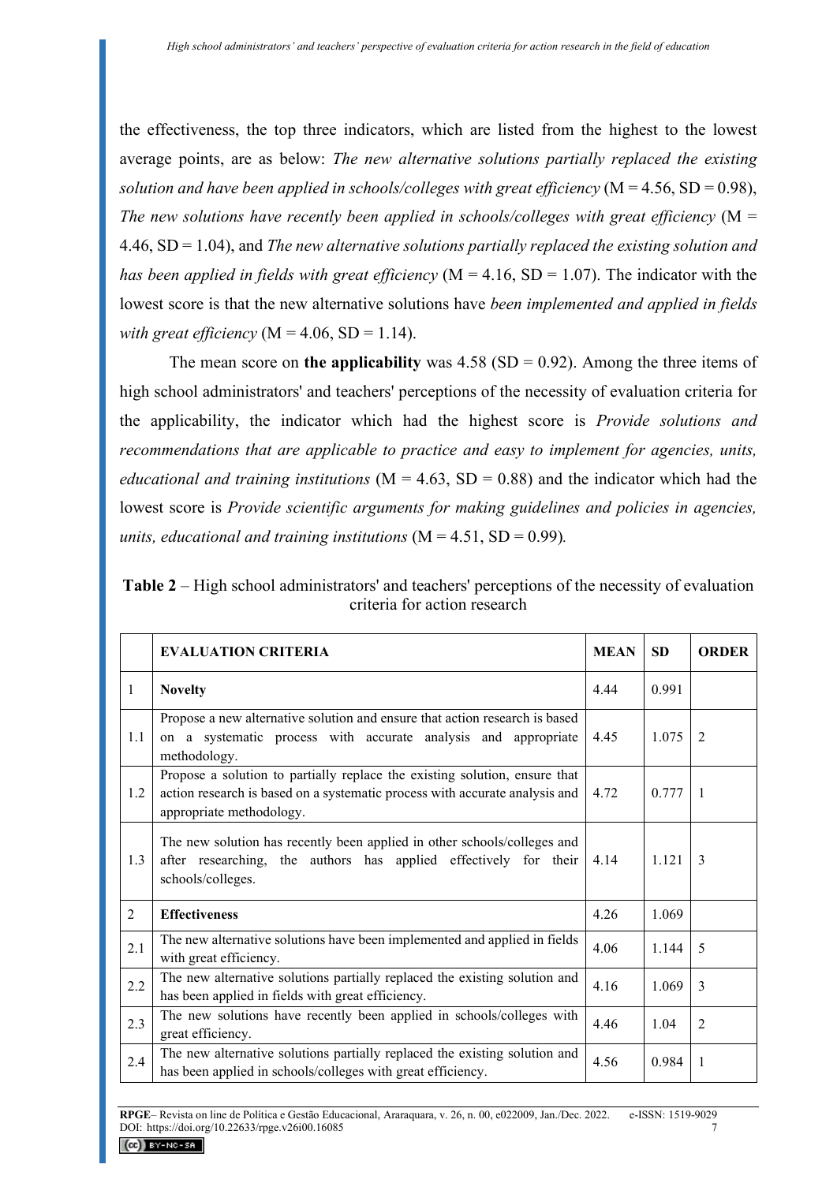the effectiveness, the top three indicators, which are listed from the highest to the lowest average points, are as below: *The new alternative solutions partially replaced the existing solution and have been applied in schools/colleges with great efficiency* (M = 4.56, SD = 0.98), *The new solutions have recently been applied in schools/colleges with great efficiency* (M = 4.46, SD = 1.04), and *The new alternative solutions partially replaced the existing solution and has been applied in fields with great efficiency* (M = 4.16, SD = 1.07). The indicator with the lowest score is that the new alternative solutions have *been implemented and applied in fields with great efficiency* (M = 4.06, SD = 1.14).

The mean score on **the applicability** was 4.58 (SD = 0.92). Among the three items of high school administrators' and teachers' perceptions of the necessity of evaluation criteria for the applicability, the indicator which had the highest score is *Provide solutions and recommendations that are applicable to practice and easy to implement for agencies, units, educational and training institutions* (M = 4.63, SD = 0.88) and the indicator which had the lowest score is *Provide scientific arguments for making guidelines and policies in agencies, units, educational and training institutions* (M = 4.51, SD = 0.99).

**Table 2** – High school administrators' and teachers' perceptions of the necessity of evaluation criteria for action research

| | EVALUATION CRITERIA | MEAN | SD | ORDER |
|---|---|---|---|---|
| 1 | **Novelty** | 4.44 | 0.991 | |
| 1.1 | Propose a new alternative solution and ensure that action research is based on a systematic process with accurate analysis and appropriate methodology. | 4.45 | 1.075 | 2 |
| 1.2 | Propose a solution to partially replace the existing solution, ensure that action research is based on a systematic process with accurate analysis and appropriate methodology. | 4.72 | 0.777 | 1 |
| 1.3 | The new solution has recently been applied in other schools/colleges and after researching, the authors has applied effectively for their schools/colleges. | 4.14 | 1.121 | 3 |
| 2 | **Effectiveness** | 4.26 | 1.069 | |
| 2.1 | The new alternative solutions have been implemented and applied in fields with great efficiency. | 4.06 | 1.144 | 5 |
| 2.2 | The new alternative solutions partially replaced the existing solution and has been applied in fields with great efficiency. | 4.16 | 1.069 | 3 |
| 2.3 | The new solutions have recently been applied in schools/colleges with great efficiency. | 4.46 | 1.04 | 2 |
| 2.4 | The new alternative solutions partially replaced the existing solution and has been applied in schools/colleges with great efficiency. | 4.56 | 0.984 | 1 |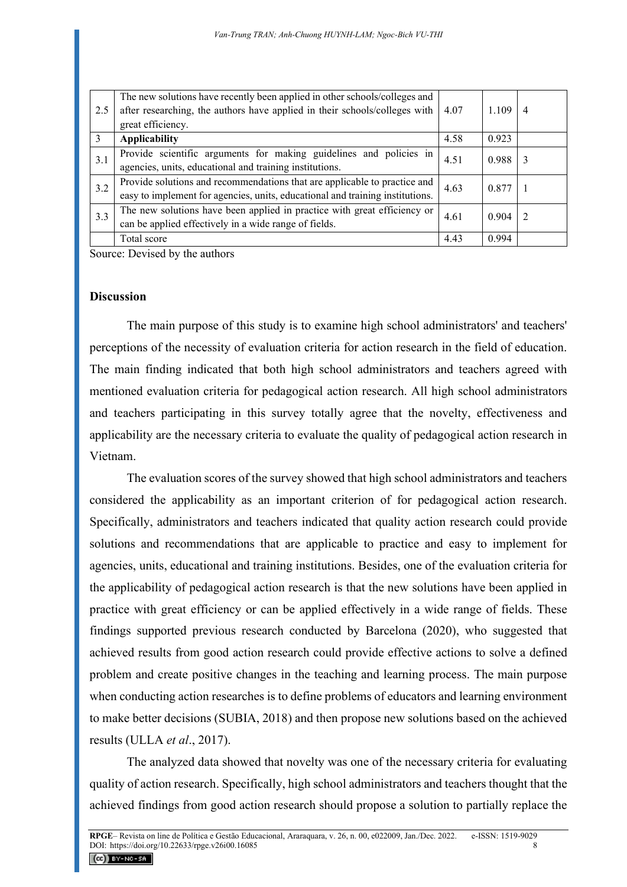| | | | | |
|---|---|---|---|---|
| 2.5 | The new solutions have recently been applied in other schools/colleges and after researching, the authors have applied in their schools/colleges with great efficiency. | 4.07 | 1.109 | 4 |
| 3 | **Applicability** | 4.58 | 0.923 | |
| 3.1 | Provide scientific arguments for making guidelines and policies in agencies, units, educational and training institutions. | 4.51 | 0.988 | 3 |
| 3.2 | Provide solutions and recommendations that are applicable to practice and easy to implement for agencies, units, educational and training institutions. | 4.63 | 0.877 | 1 |
| 3.3 | The new solutions have been applied in practice with great efficiency or can be applied effectively in a wide range of fields. | 4.61 | 0.904 | 2 |
| | Total score | 4.43 | 0.994 | |

Source: Devised by the authors

## Discussion

The main purpose of this study is to examine high school administrators' and teachers' perceptions of the necessity of evaluation criteria for action research in the field of education. The main finding indicated that both high school administrators and teachers agreed with mentioned evaluation criteria for pedagogical action research. All high school administrators and teachers participating in this survey totally agree that the novelty, effectiveness and applicability are the necessary criteria to evaluate the quality of pedagogical action research in Vietnam.

The evaluation scores of the survey showed that high school administrators and teachers considered the applicability as an important criterion of for pedagogical action research. Specifically, administrators and teachers indicated that quality action research could provide solutions and recommendations that are applicable to practice and easy to implement for agencies, units, educational and training institutions. Besides, one of the evaluation criteria for the applicability of pedagogical action research is that the new solutions have been applied in practice with great efficiency or can be applied effectively in a wide range of fields. These findings supported previous research conducted by Barcelona (2020), who suggested that achieved results from good action research could provide effective actions to solve a defined problem and create positive changes in the teaching and learning process. The main purpose when conducting action researches is to define problems of educators and learning environment to make better decisions (SUBIA, 2018) and then propose new solutions based on the achieved results (ULLA *et al*., 2017).

The analyzed data showed that novelty was one of the necessary criteria for evaluating quality of action research. Specifically, high school administrators and teachers thought that the achieved findings from good action research should propose a solution to partially replace the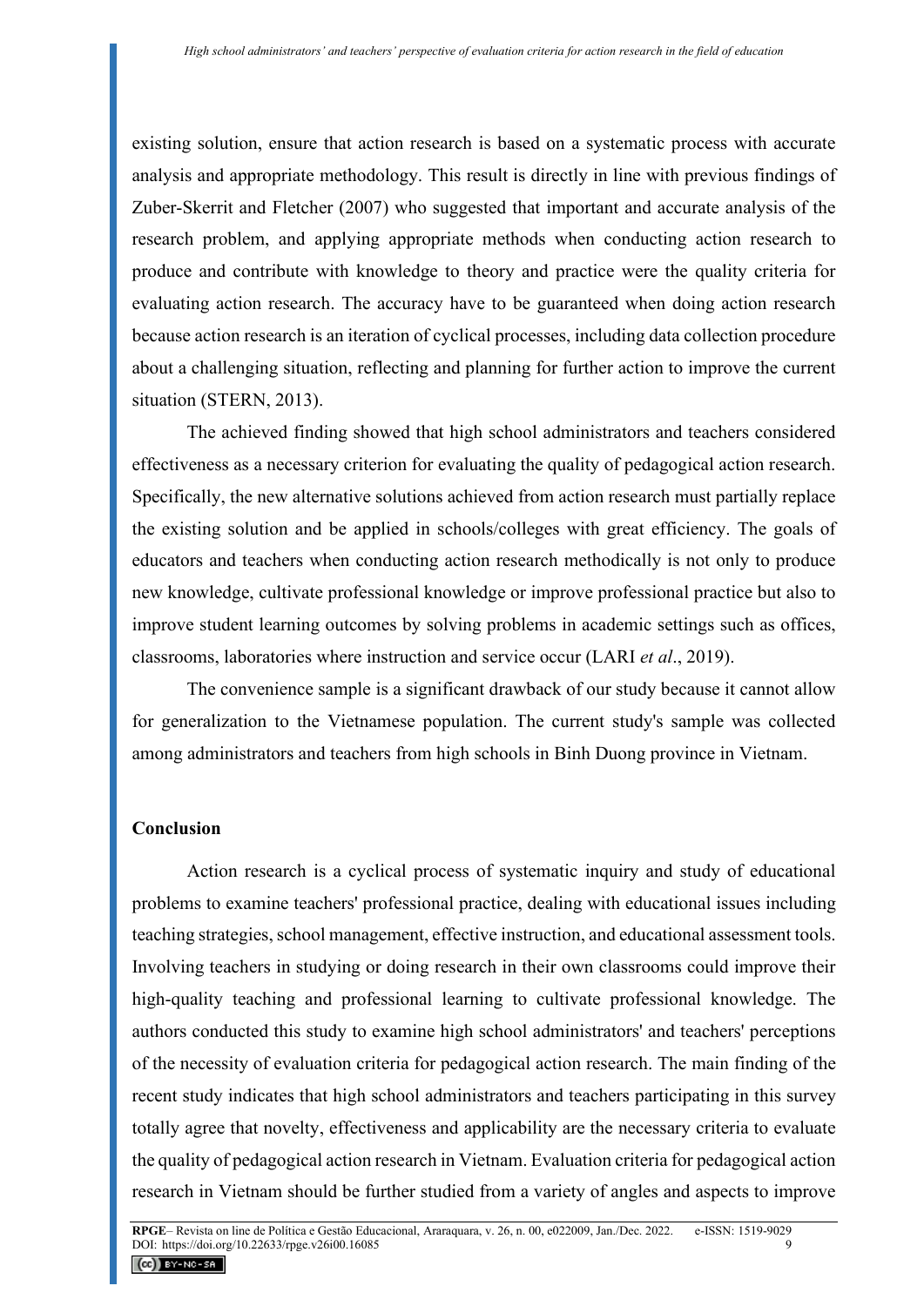existing solution, ensure that action research is based on a systematic process with accurate analysis and appropriate methodology. This result is directly in line with previous findings of Zuber-Skerrit and Fletcher (2007) who suggested that important and accurate analysis of the research problem, and applying appropriate methods when conducting action research to produce and contribute with knowledge to theory and practice were the quality criteria for evaluating action research. The accuracy have to be guaranteed when doing action research because action research is an iteration of cyclical processes, including data collection procedure about a challenging situation, reflecting and planning for further action to improve the current situation (STERN, 2013).

The achieved finding showed that high school administrators and teachers considered effectiveness as a necessary criterion for evaluating the quality of pedagogical action research. Specifically, the new alternative solutions achieved from action research must partially replace the existing solution and be applied in schools/colleges with great efficiency. The goals of educators and teachers when conducting action research methodically is not only to produce new knowledge, cultivate professional knowledge or improve professional practice but also to improve student learning outcomes by solving problems in academic settings such as offices, classrooms, laboratories where instruction and service occur (LARI *et al*., 2019).

The convenience sample is a significant drawback of our study because it cannot allow for generalization to the Vietnamese population. The current study's sample was collected among administrators and teachers from high schools in Binh Duong province in Vietnam.

## Conclusion

Action research is a cyclical process of systematic inquiry and study of educational problems to examine teachers' professional practice, dealing with educational issues including teaching strategies, school management, effective instruction, and educational assessment tools. Involving teachers in studying or doing research in their own classrooms could improve their high-quality teaching and professional learning to cultivate professional knowledge. The authors conducted this study to examine high school administrators' and teachers' perceptions of the necessity of evaluation criteria for pedagogical action research. The main finding of the recent study indicates that high school administrators and teachers participating in this survey totally agree that novelty, effectiveness and applicability are the necessary criteria to evaluate the quality of pedagogical action research in Vietnam. Evaluation criteria for pedagogical action research in Vietnam should be further studied from a variety of angles and aspects to improve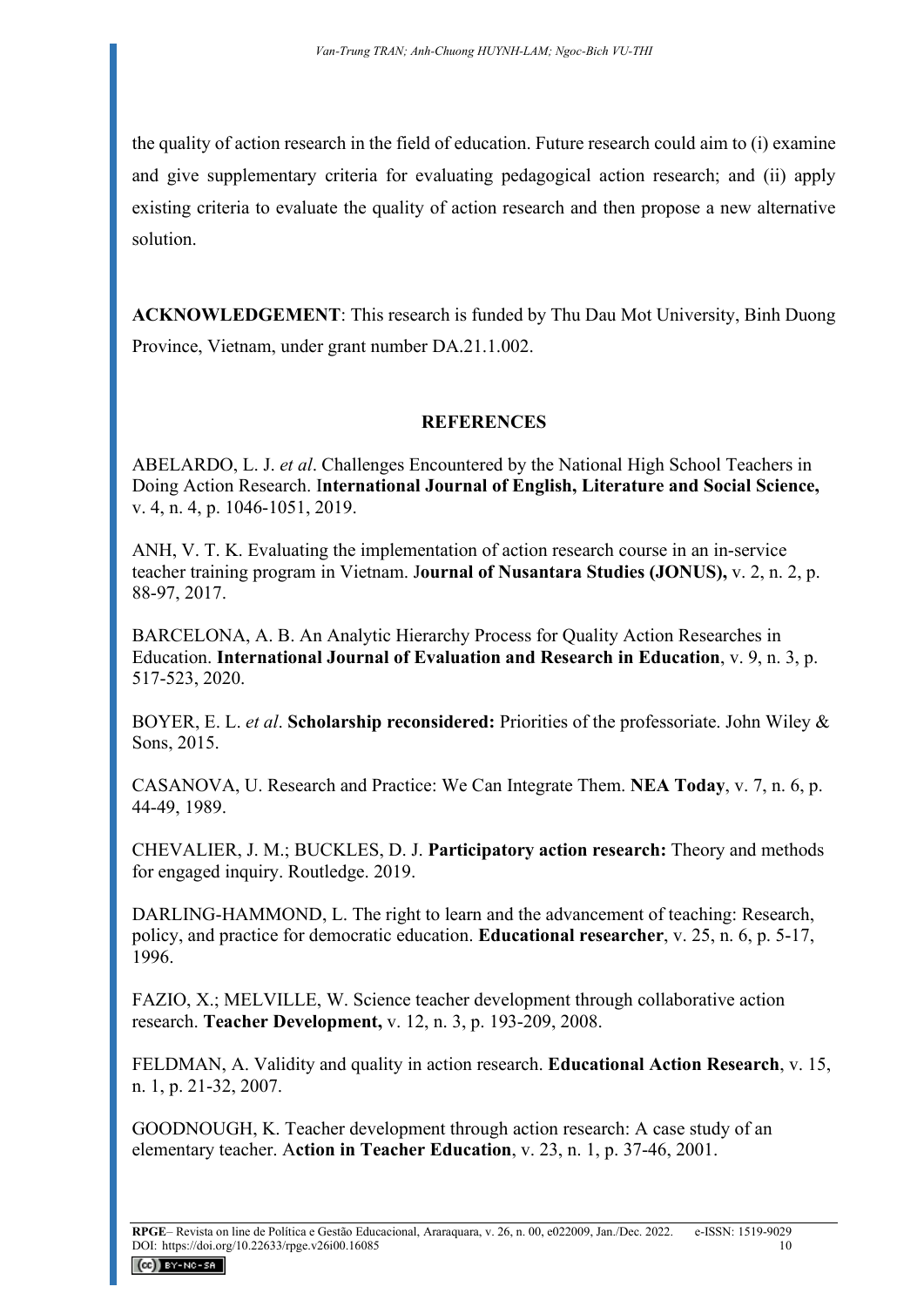the quality of action research in the field of education. Future research could aim to (i) examine and give supplementary criteria for evaluating pedagogical action research; and (ii) apply existing criteria to evaluate the quality of action research and then propose a new alternative solution.

**ACKNOWLEDGEMENT**: This research is funded by Thu Dau Mot University, Binh Duong Province, Vietnam, under grant number DA.21.1.002.

## REFERENCES

ABELARDO, L. J. *et al*. Challenges Encountered by the National High School Teachers in Doing Action Research. I**nternational Journal of English, Literature and Social Science,** v. 4, n. 4, p. 1046-1051, 2019.

ANH, V. T. K. Evaluating the implementation of action research course in an in-service teacher training program in Vietnam. J**ournal of Nusantara Studies (JONUS),** v. 2, n. 2, p. 88-97, 2017.

BARCELONA, A. B. An Analytic Hierarchy Process for Quality Action Researches in Education. **International Journal of Evaluation and Research in Education**, v. 9, n. 3, p. 517-523, 2020.

BOYER, E. L. *et al*. **Scholarship reconsidered:** Priorities of the professoriate. John Wiley & Sons, 2015.

CASANOVA, U. Research and Practice: We Can Integrate Them. **NEA Today**, v. 7, n. 6, p. 44-49, 1989.

CHEVALIER, J. M.; BUCKLES, D. J. **Participatory action research:** Theory and methods for engaged inquiry. Routledge. 2019.

DARLING-HAMMOND, L. The right to learn and the advancement of teaching: Research, policy, and practice for democratic education. **Educational researcher**, v. 25, n. 6, p. 5-17, 1996.

FAZIO, X.; MELVILLE, W. Science teacher development through collaborative action research. **Teacher Development,** v. 12, n. 3, p. 193-209, 2008.

FELDMAN, A. Validity and quality in action research. **Educational Action Research**, v. 15, n. 1, p. 21-32, 2007.

GOODNOUGH, K. Teacher development through action research: A case study of an elementary teacher. A**ction in Teacher Education**, v. 23, n. 1, p. 37-46, 2001.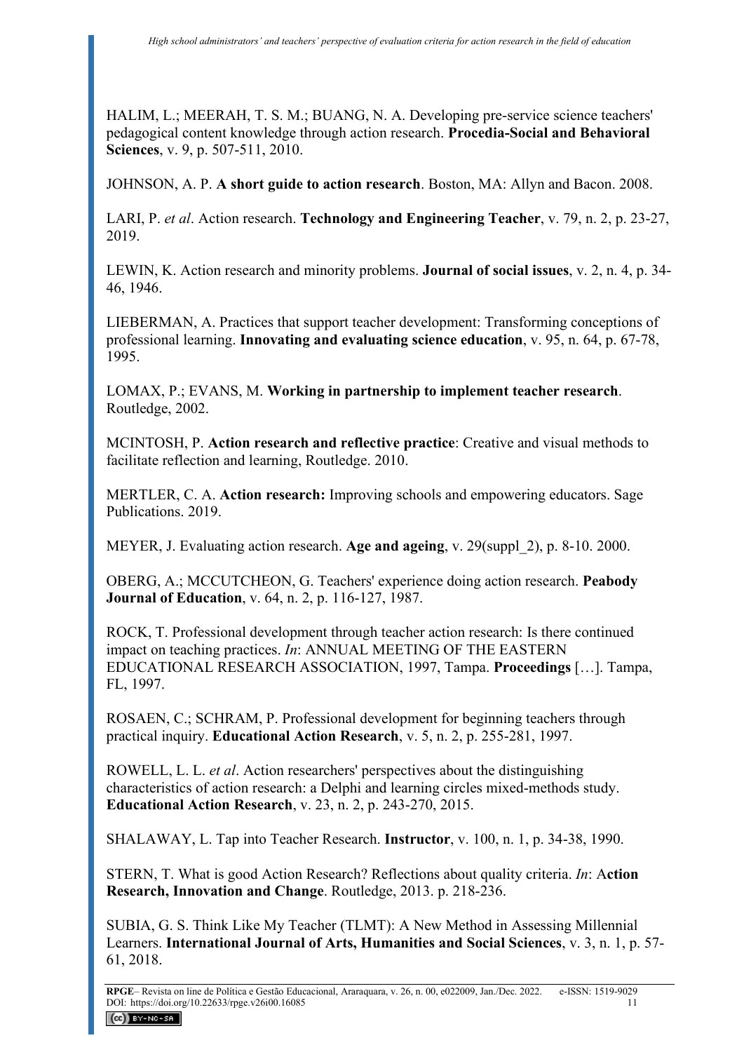HALIM, L.; MEERAH, T. S. M.; BUANG, N. A. Developing pre-service science teachers' pedagogical content knowledge through action research. **Procedia-Social and Behavioral Sciences**, v. 9, p. 507-511, 2010.

JOHNSON, A. P. **A short guide to action research**. Boston, MA: Allyn and Bacon. 2008.

LARI, P. *et al*. Action research. **Technology and Engineering Teacher**, v. 79, n. 2, p. 23-27, 2019.

LEWIN, K. Action research and minority problems. **Journal of social issues**, v. 2, n. 4, p. 34-46, 1946.

LIEBERMAN, A. Practices that support teacher development: Transforming conceptions of professional learning. **Innovating and evaluating science education**, v. 95, n. 64, p. 67-78, 1995.

LOMAX, P.; EVANS, M. **Working in partnership to implement teacher research**. Routledge, 2002.

MCINTOSH, P. **Action research and reflective practice**: Creative and visual methods to facilitate reflection and learning, Routledge. 2010.

MERTLER, C. A. **Action research:** Improving schools and empowering educators. Sage Publications. 2019.

MEYER, J. Evaluating action research. **Age and ageing**, v. 29(suppl_2), p. 8-10. 2000.

OBERG, A.; MCCUTCHEON, G. Teachers' experience doing action research. **Peabody Journal of Education**, v. 64, n. 2, p. 116-127, 1987.

ROCK, T. Professional development through teacher action research: Is there continued impact on teaching practices. *In*: ANNUAL MEETING OF THE EASTERN EDUCATIONAL RESEARCH ASSOCIATION, 1997, Tampa. **Proceedings** […]. Tampa, FL, 1997.

ROSAEN, C.; SCHRAM, P. Professional development for beginning teachers through practical inquiry. **Educational Action Research**, v. 5, n. 2, p. 255-281, 1997.

ROWELL, L. L. *et al*. Action researchers' perspectives about the distinguishing characteristics of action research: a Delphi and learning circles mixed-methods study. **Educational Action Research**, v. 23, n. 2, p. 243-270, 2015.

SHALAWAY, L. Tap into Teacher Research. **Instructor**, v. 100, n. 1, p. 34-38, 1990.

STERN, T. What is good Action Research? Reflections about quality criteria. *In*: A**ction Research, Innovation and Change**. Routledge, 2013. p. 218-236.

SUBIA, G. S. Think Like My Teacher (TLMT): A New Method in Assessing Millennial Learners. **International Journal of Arts, Humanities and Social Sciences**, v. 3, n. 1, p. 57-61, 2018.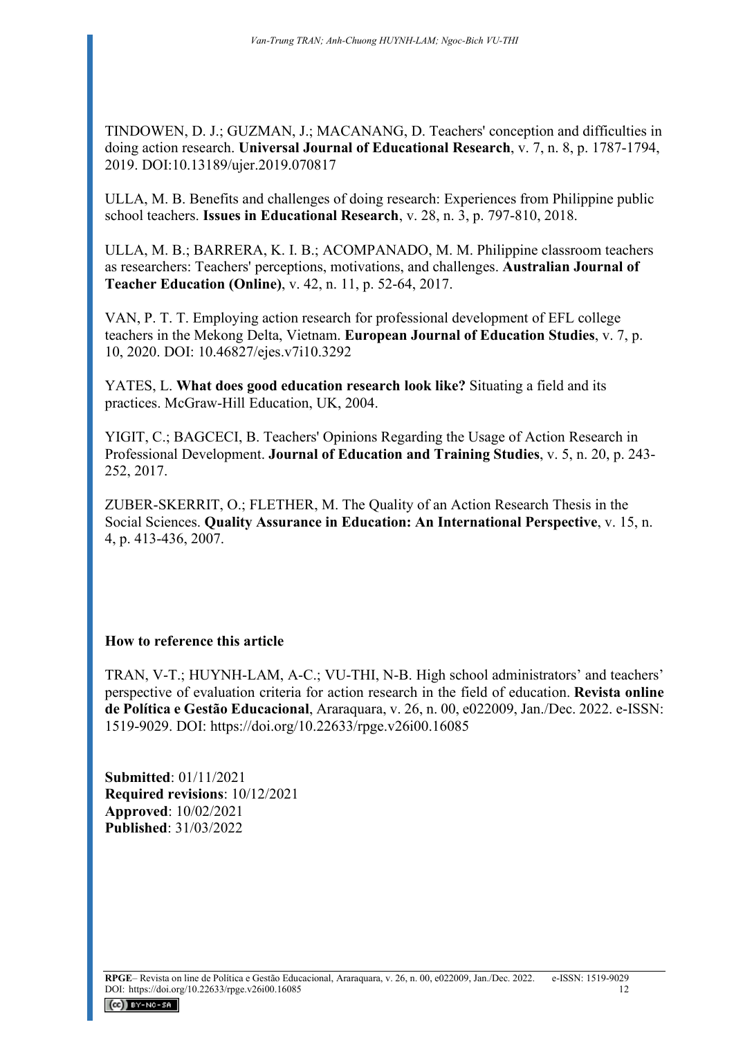TINDOWEN, D. J.; GUZMAN, J.; MACANANG, D. Teachers' conception and difficulties in doing action research. **Universal Journal of Educational Research**, v. 7, n. 8, p. 1787-1794, 2019. DOI:10.13189/ujer.2019.070817

ULLA, M. B. Benefits and challenges of doing research: Experiences from Philippine public school teachers. **Issues in Educational Research**, v. 28, n. 3, p. 797-810, 2018.

ULLA, M. B.; BARRERA, K. I. B.; ACOMPANADO, M. M. Philippine classroom teachers as researchers: Teachers' perceptions, motivations, and challenges. **Australian Journal of Teacher Education (Online)**, v. 42, n. 11, p. 52-64, 2017.

VAN, P. T. T. Employing action research for professional development of EFL college teachers in the Mekong Delta, Vietnam. **European Journal of Education Studies**, v. 7, p. 10, 2020. DOI: 10.46827/ejes.v7i10.3292

YATES, L. **What does good education research look like?** Situating a field and its practices. McGraw-Hill Education, UK, 2004.

YIGIT, C.; BAGCECI, B. Teachers' Opinions Regarding the Usage of Action Research in Professional Development. **Journal of Education and Training Studies**, v. 5, n. 20, p. 243-252, 2017.

ZUBER-SKERRIT, O.; FLETHER, M. The Quality of an Action Research Thesis in the Social Sciences. **Quality Assurance in Education: An International Perspective**, v. 15, n. 4, p. 413-436, 2007.

**How to reference this article**

TRAN, V-T.; HUYNH-LAM, A-C.; VU-THI, N-B. High school administrators' and teachers' perspective of evaluation criteria for action research in the field of education. **Revista online de Política e Gestão Educacional**, Araraquara, v. 26, n. 00, e022009, Jan./Dec. 2022. e-ISSN: 1519-9029. DOI: https://doi.org/10.22633/rpge.v26i00.16085

**Submitted**: 01/11/2021
**Required revisions**: 10/12/2021
**Approved**: 10/02/2021
**Published**: 31/03/2022